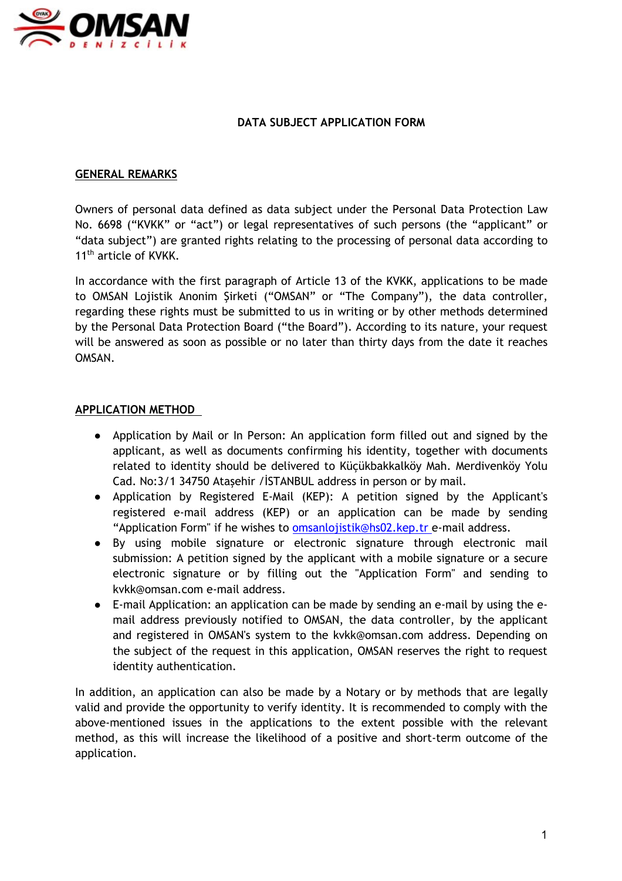# DATA SUBJECT APPLICATION FORM

## GENERAL REMARKS

Owners of personal data defined as data subject under the Personal Data Protection Law No. 6698 (“KVKK” or “act”) or legal representatives of such persons (the “applicant” or “data subject”) are granted rights relating to the processing of personal data according to 11th article of KVKK.

In accordance with the first paragraph of Article 13 of the KVKK, applications to be made to OMSAN Lojistik Anonim Şirketi (“OMSAN” or “The Company”), the data controller, regarding these rights must be submitted to us in writing or by other methods determined by the Personal Data Protection Board (“the Board”). According to its nature, your request will be answered as soon as possible or no later than thirty days from the date it reaches OMSAN.

## APPLICATION METHOD

- Application by Mail or In Person: An application form filled out and signed by the applicant, as well as documents confirming his identity, together with documents related to identity should be delivered to Küçükbakkalköy Mah. Merdivenköy Yolu Cad. No:3/1 34750 Ataşehir /İSTANBUL address in person or by mail.
- Application by Registered E-Mail (KEP): A petition signed by the Applicant's registered e-mail address (KEP) or an application can be made by sending “Application Form” if he wishes to omsanlojistik@hs02.kep.tr e-mail address.
- By using mobile signature or electronic signature through electronic mail submission: A petition signed by the applicant with a mobile signature or a secure electronic signature or by filling out the "Application Form" and sending to kvkk@omsan.com e-mail address.
- E-mail Application: an application can be made by sending an e-mail by using the e-mail address previously notified to OMSAN, the data controller, by the applicant and registered in OMSAN's system to the kvkk@omsan.com address. Depending on the subject of the request in this application, OMSAN reserves the right to request identity authentication.

In addition, an application can also be made by a Notary or by methods that are legally valid and provide the opportunity to verify identity. It is recommended to comply with the above-mentioned issues in the applications to the extent possible with the relevant method, as this will increase the likelihood of a positive and short-term outcome of the application.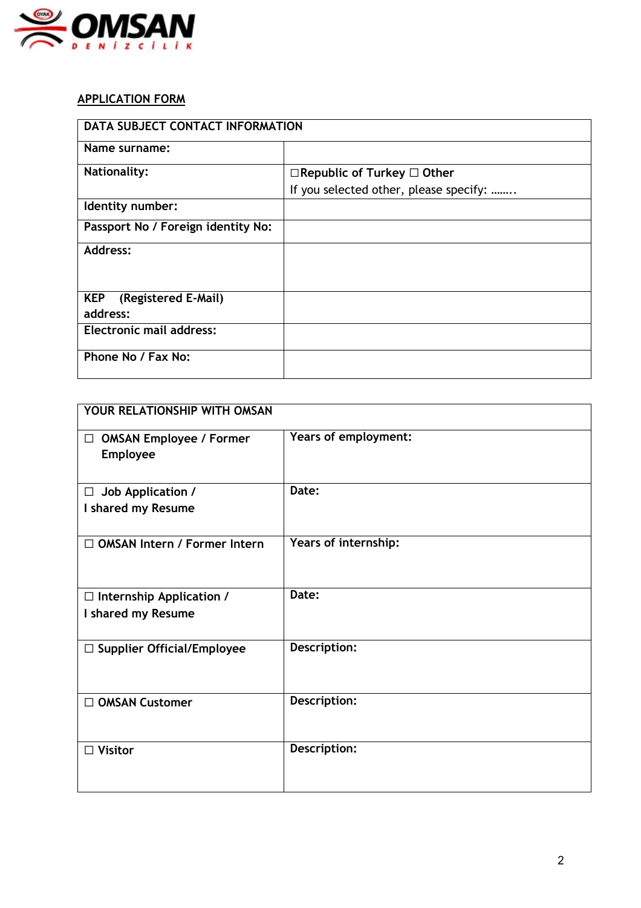## APPLICATION FORM

| DATA SUBJECT CONTACT INFORMATION | |
|---|---|
| Name surname: | |
| Nationality: | ☐Republic of Turkey ☐ Other<br>If you selected other, please specify: …….. |
| Identity number: | |
| Passport No / Foreign identity No: | |
| Address: | |
| KEP (Registered E-Mail) address: | |
| Electronic mail address: | |
| Phone No / Fax No: | |

| YOUR RELATIONSHIP WITH OMSAN | |
|---|---|
| ☐ OMSAN Employee / Former Employee | Years of employment: |
| ☐ Job Application / I shared my Resume | Date: |
| ☐ OMSAN Intern / Former Intern | Years of internship: |
| ☐ Internship Application / I shared my Resume | Date: |
| ☐ Supplier Official/Employee | Description: |
| ☐ OMSAN Customer | Description: |
| ☐ Visitor | Description: |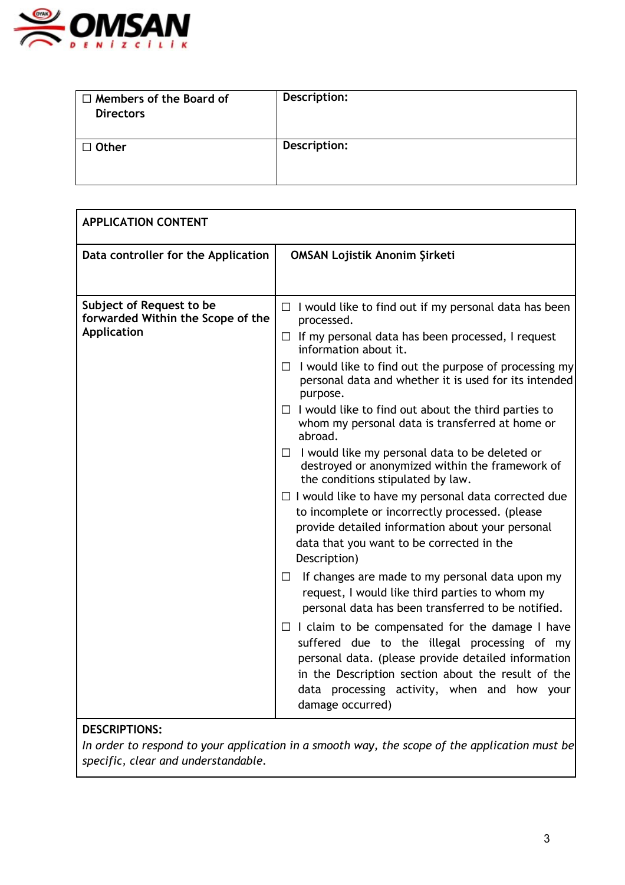| ☐ Members of the Board of Directors | Description: |
|---|---|
| ☐ Other | Description: |

| APPLICATION CONTENT | |
|---|---|
| Data controller for the Application | OMSAN Lojistik Anonim Şirketi |
| Subject of Request to be forwarded Within the Scope of the Application | ☐ I would like to find out if my personal data has been processed.<br>☐ If my personal data has been processed, I request information about it.<br>☐ I would like to find out the purpose of processing my personal data and whether it is used for its intended purpose.<br>☐ I would like to find out about the third parties to whom my personal data is transferred at home or abroad.<br>☐ I would like my personal data to be deleted or destroyed or anonymized within the framework of the conditions stipulated by law.<br>☐ I would like to have my personal data corrected due to incomplete or incorrectly processed. (please provide detailed information about your personal data that you want to be corrected in the Description)<br>☐ If changes are made to my personal data upon my request, I would like third parties to whom my personal data has been transferred to be notified.<br>☐ I claim to be compensated for the damage I have suffered due to the illegal processing of my personal data. (please provide detailed information in the Description section about the result of the data processing activity, when and how your damage occurred) |
| **DESCRIPTIONS:**<br>*In order to respond to your application in a smooth way, the scope of the application must be specific, clear and understandable.* | |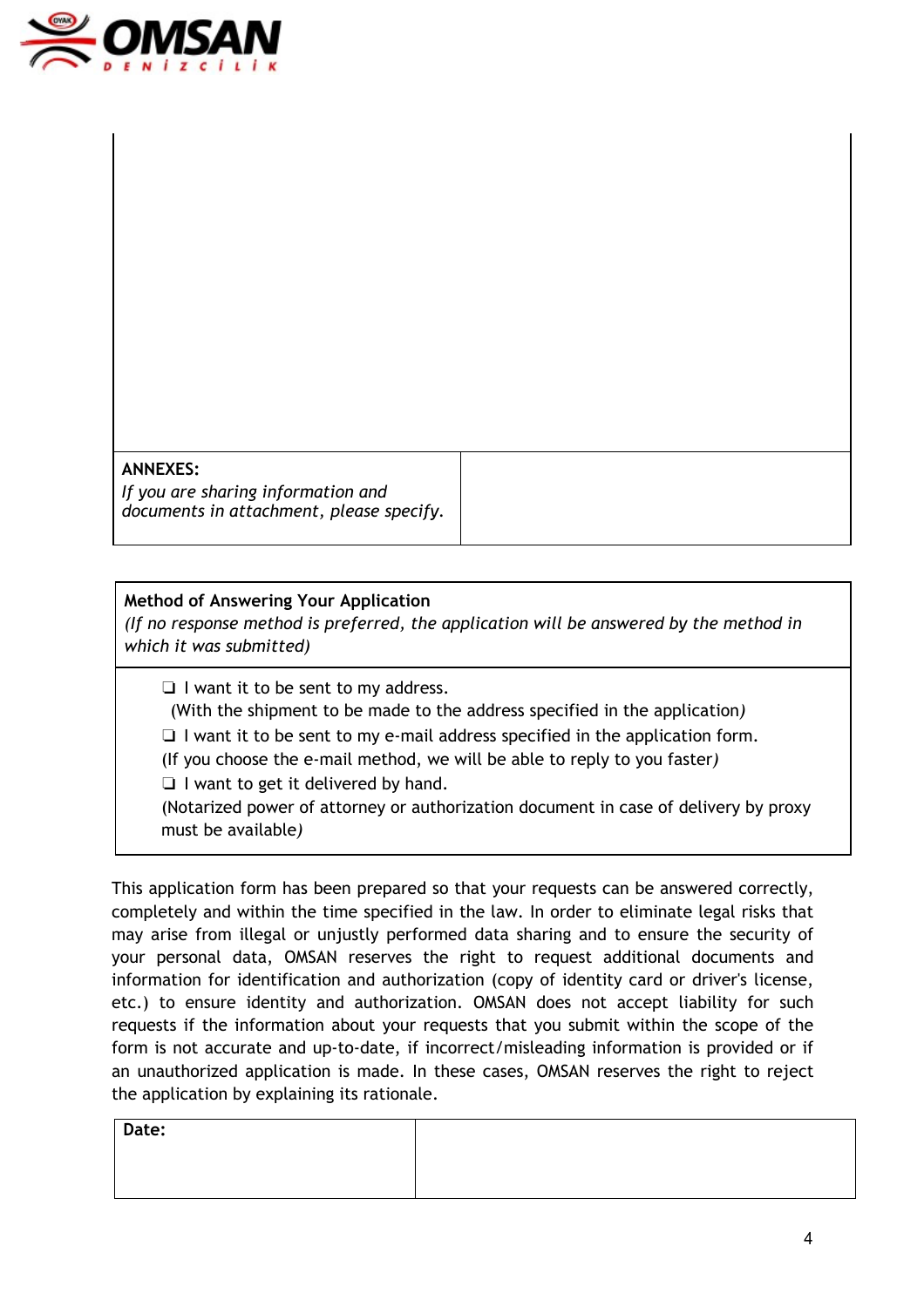| | |
|---|---|
| **ANNEXES:**<br>*If you are sharing information and documents in attachment, please specify.* | |

| **Method of Answering Your Application**<br>*(If no response method is preferred, the application will be answered by the method in which it was submitted)* |
|---|
| ❑ I want it to be sent to my address.<br>(With the shipment to be made to the address specified in the application*)*<br>❑ I want it to be sent to my e-mail address specified in the application form.<br>(If you choose the e-mail method, we will be able to reply to you faster*)*<br>❑ I want to get it delivered by hand.<br>(Notarized power of attorney or authorization document in case of delivery by proxy must be available*)* |

This application form has been prepared so that your requests can be answered correctly, completely and within the time specified in the law. In order to eliminate legal risks that may arise from illegal or unjustly performed data sharing and to ensure the security of your personal data, OMSAN reserves the right to request additional documents and information for identification and authorization (copy of identity card or driver's license, etc.) to ensure identity and authorization. OMSAN does not accept liability for such requests if the information about your requests that you submit within the scope of the form is not accurate and up-to-date, if incorrect/misleading information is provided or if an unauthorized application is made. In these cases, OMSAN reserves the right to reject the application by explaining its rationale.

| **Date:** | |
|---|---|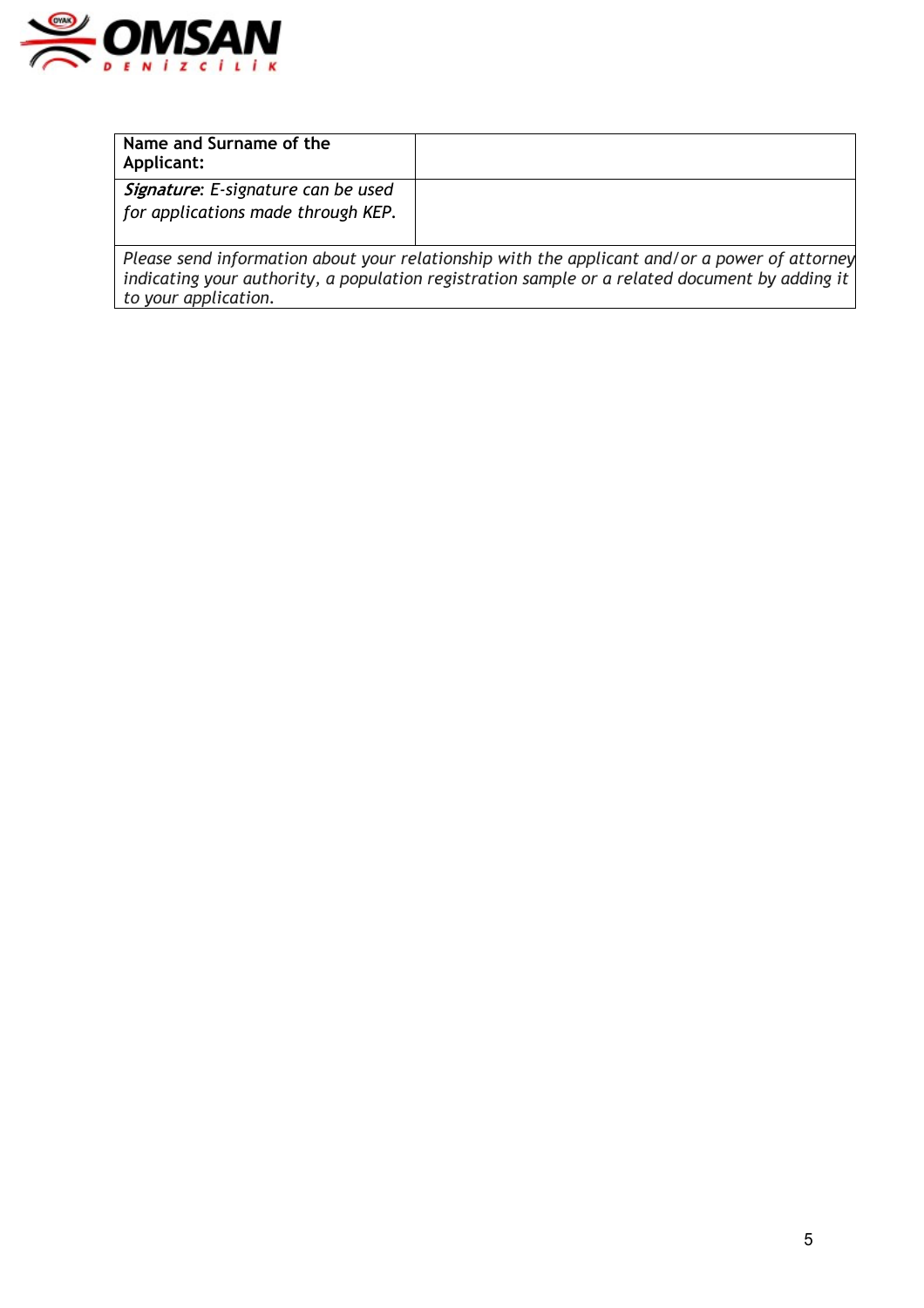| | |
|---|---|
| **Name and Surname of the Applicant:** | |
| ***Signature***: *E-signature can be used for applications made through KEP.* | |
| *Please send information about your relationship with the applicant and/or a power of attorney indicating your authority, a population registration sample or a related document by adding it to your application.* | |